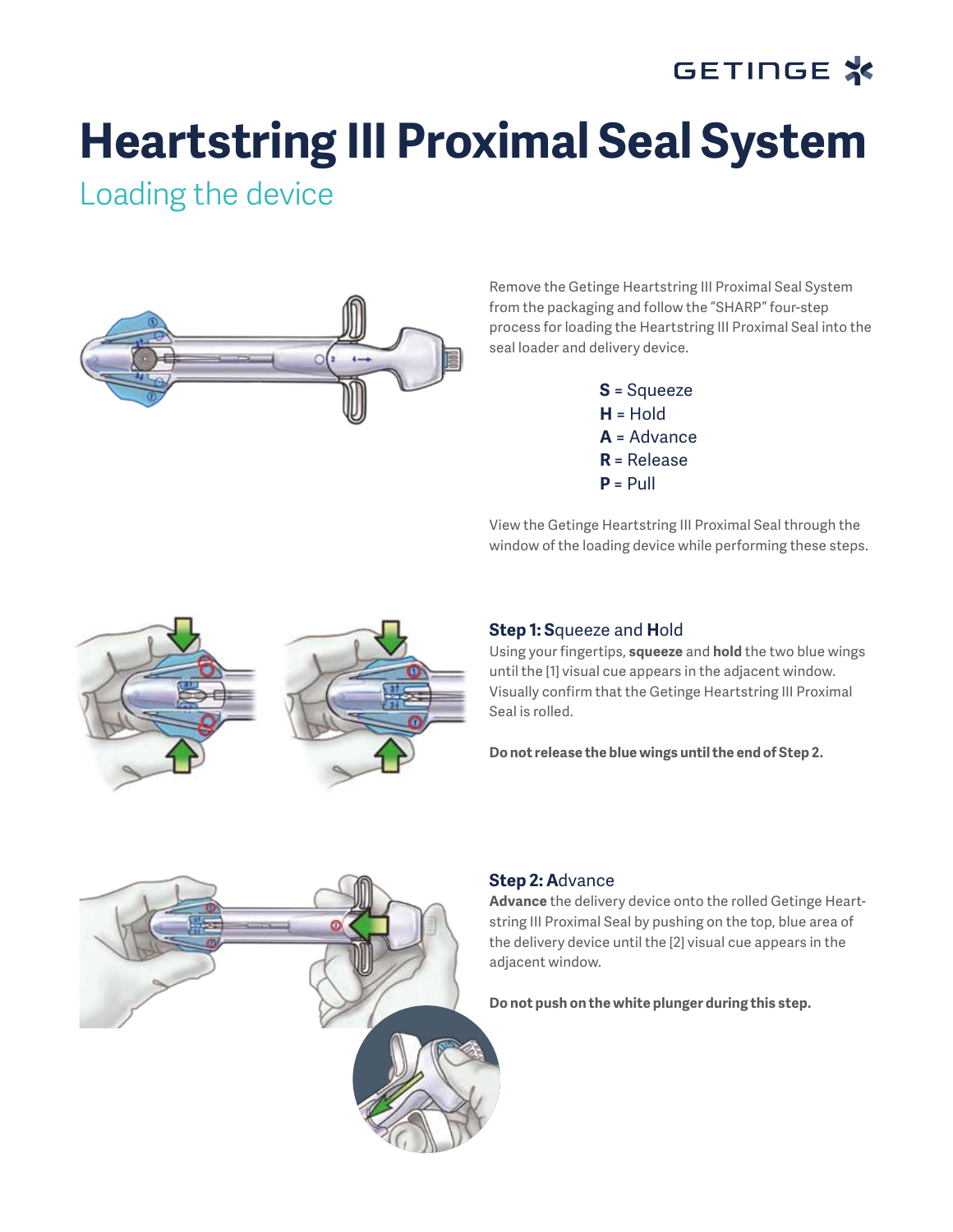# Heartstring III Proximal Seal System

## Loading the device

Remove the Getinge Heartstring III Proximal Seal System from the packaging and follow the "SHARP" four-step process for loading the Heartstring III Proximal Seal into the seal loader and delivery device.

**S** = Squeeze
**H** = Hold
**A** = Advance
**R** = Release
**P** = Pull

View the Getinge Heartstring III Proximal Seal through the window of the loading device while performing these steps.

### Step 1: **S**queeze and **H**old

Using your fingertips, **squeeze** and **hold** the two blue wings until the [1] visual cue appears in the adjacent window. Visually confirm that the Getinge Heartstring III Proximal Seal is rolled.

**Do not release the blue wings until the end of Step 2.**

### Step 2: **A**dvance

**Advance** the delivery device onto the rolled Getinge Heartstring III Proximal Seal by pushing on the top, blue area of the delivery device until the [2] visual cue appears in the adjacent window.

**Do not push on the white plunger during this step.**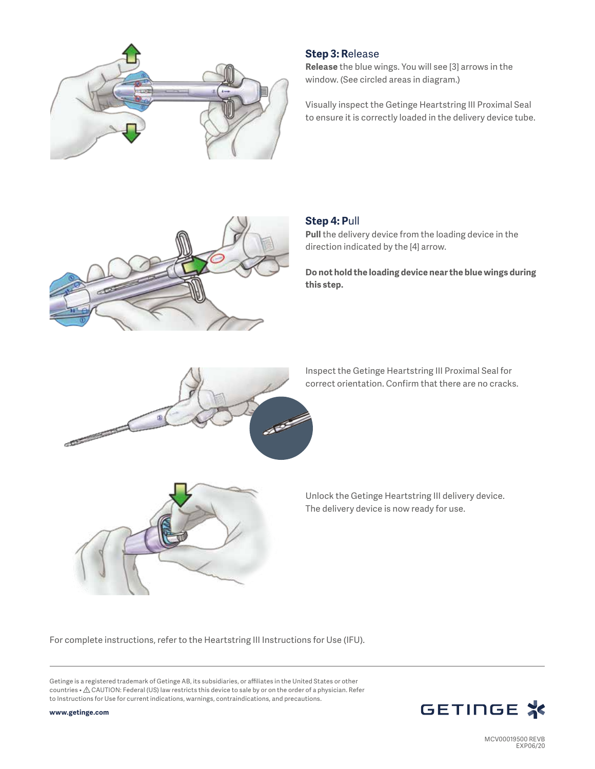### Step 3: Release

**Release** the blue wings. You will see [3] arrows in the window. (See circled areas in diagram.)

Visually inspect the Getinge Heartstring III Proximal Seal to ensure it is correctly loaded in the delivery device tube.

### Step 4: Pull

**Pull** the delivery device from the loading device in the direction indicated by the [4] arrow.

**Do not hold the loading device near the blue wings during this step.**

Inspect the Getinge Heartstring III Proximal Seal for correct orientation. Confirm that there are no cracks.

Unlock the Getinge Heartstring III delivery device. The delivery device is now ready for use.

For complete instructions, refer to the Heartstring III Instructions for Use (IFU).

---

Getinge is a registered trademark of Getinge AB, its subsidiaries, or affiliates in the United States or other countries • ⚠ CAUTION: Federal (US) law restricts this device to sale by or on the order of a physician. Refer to Instructions for Use for current indications, warnings, contraindications, and precautions.

**www.getinge.com**

GETINGE

MCV00019500 REVB
EXP06/20